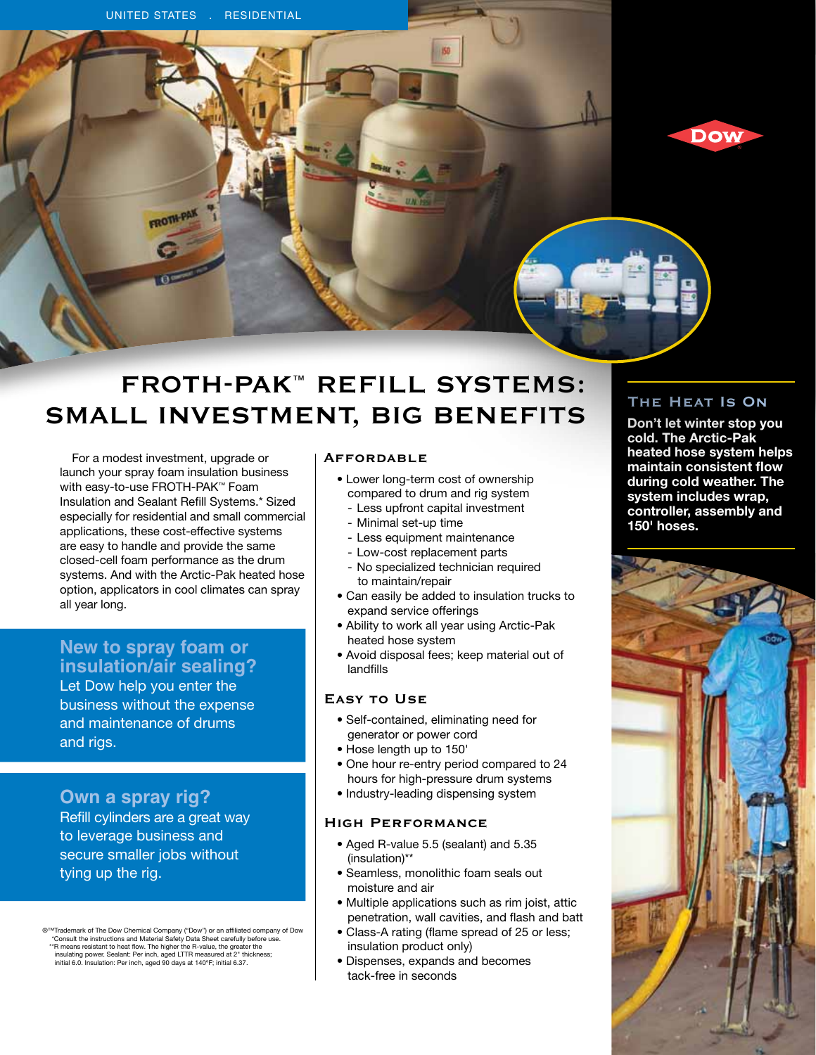UNITED STATES . RESIDENTIAL

# FROTH-PAK™ REFILL SYSTEMS: SMALL INVESTMENT, BIG BENEFITS

For a modest investment, upgrade or launch your spray foam insulation business with easy-to-use FROTH-PAK™ Foam Insulation and Sealant Refill Systems.* Sized especially for residential and small commercial applications, these cost-effective systems are easy to handle and provide the same closed-cell foam performance as the drum systems. And with the Arctic-Pak heated hose option, applicators in cool climates can spray all year long.

**New to spray foam or insulation/air sealing?**
Let Dow help you enter the business without the expense and maintenance of drums and rigs.

**Own a spray rig?**
Refill cylinders are a great way to leverage business and secure smaller jobs without tying up the rig.

## Affordable

- Lower long-term cost of ownership compared to drum and rig system
  - Less upfront capital investment
  - Minimal set-up time
  - Less equipment maintenance
  - Low-cost replacement parts
  - No specialized technician required to maintain/repair
- Can easily be added to insulation trucks to expand service offerings
- Ability to work all year using Arctic-Pak heated hose system
- Avoid disposal fees; keep material out of landfills

## Easy to Use

- Self-contained, eliminating need for generator or power cord
- Hose length up to 150'
- One hour re-entry period compared to 24 hours for high-pressure drum systems
- Industry-leading dispensing system

## High Performance

- Aged R-value 5.5 (sealant) and 5.35 (insulation)**
- Seamless, monolithic foam seals out moisture and air
- Multiple applications such as rim joist, attic penetration, wall cavities, and flash and batt
- Class-A rating (flame spread of 25 or less; insulation product only)
- Dispenses, expands and becomes tack-free in seconds

## The Heat Is On

**Don't let winter stop you cold. The Arctic-Pak heated hose system helps maintain consistent flow during cold weather. The system includes wrap, controller, assembly and 150' hoses.**

®™Trademark of The Dow Chemical Company ("Dow") or an affiliated company of Dow
*Consult the instructions and Material Safety Data Sheet carefully before use.
**R means resistant to heat flow. The higher the R-value, the greater the insulating power. Sealant: Per inch, aged LTTR measured at 2" thickness; initial 6.0. Insulation: Per inch, aged 90 days at 140°F; initial 6.37.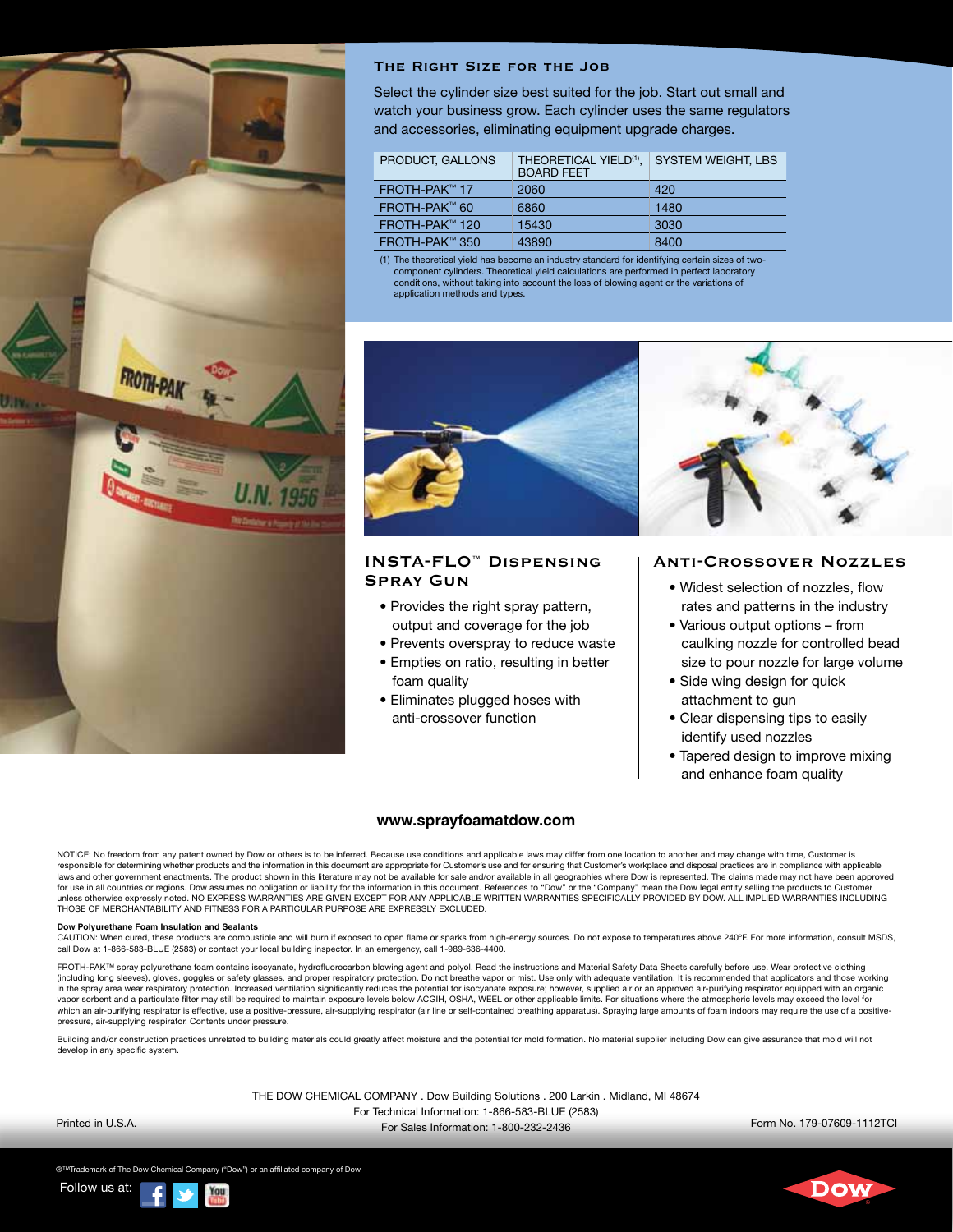## The Right Size for the Job

Select the cylinder size best suited for the job. Start out small and watch your business grow. Each cylinder uses the same regulators and accessories, eliminating equipment upgrade charges.

| PRODUCT, GALLONS | THEORETICAL YIELD(1), BOARD FEET | SYSTEM WEIGHT, LBS |
|---|---|---|
| FROTH-PAK™ 17 | 2060 | 420 |
| FROTH-PAK™ 60 | 6860 | 1480 |
| FROTH-PAK™ 120 | 15430 | 3030 |
| FROTH-PAK™ 350 | 43890 | 8400 |

(1) The theoretical yield has become an industry standard for identifying certain sizes of two-component cylinders. Theoretical yield calculations are performed in perfect laboratory conditions, without taking into account the loss of blowing agent or the variations of application methods and types.

## INSTA-FLO™ Dispensing Spray Gun

- Provides the right spray pattern, output and coverage for the job
- Prevents overspray to reduce waste
- Empties on ratio, resulting in better foam quality
- Eliminates plugged hoses with anti-crossover function

## Anti-Crossover Nozzles

- Widest selection of nozzles, flow rates and patterns in the industry
- Various output options – from caulking nozzle for controlled bead size to pour nozzle for large volume
- Side wing design for quick attachment to gun
- Clear dispensing tips to easily identify used nozzles
- Tapered design to improve mixing and enhance foam quality

**www.sprayfoamatdow.com**

NOTICE: No freedom from any patent owned by Dow or others is to be inferred. Because use conditions and applicable laws may differ from one location to another and may change with time, Customer is responsible for determining whether products and the information in this document are appropriate for Customer's use and for ensuring that Customer's workplace and disposal practices are in compliance with applicable laws and other government enactments. The product shown in this literature may not be available for sale and/or available in all geographies where Dow is represented. The claims made may not have been approved for use in all countries or regions. Dow assumes no obligation or liability for the information in this document. References to "Dow" or the "Company" mean the Dow legal entity selling the products to Customer unless otherwise expressly noted. NO EXPRESS WARRANTIES ARE GIVEN EXCEPT FOR ANY APPLICABLE WRITTEN WARRANTIES SPECIFICALLY PROVIDED BY DOW. ALL IMPLIED WARRANTIES INCLUDING THOSE OF MERCHANTABILITY AND FITNESS FOR A PARTICULAR PURPOSE ARE EXPRESSLY EXCLUDED.

**Dow Polyurethane Foam Insulation and Sealants**
CAUTION: When cured, these products are combustible and will burn if exposed to open flame or sparks from high-energy sources. Do not expose to temperatures above 240°F. For more information, consult MSDS, call Dow at 1-866-583-BLUE (2583) or contact your local building inspector. In an emergency, call 1-989-636-4400.

FROTH-PAK™ spray polyurethane foam contains isocyanate, hydrofluorocarbon blowing agent and polyol. Read the instructions and Material Safety Data Sheets carefully before use. Wear protective clothing (including long sleeves), gloves, goggles or safety glasses, and proper respiratory protection. Do not breathe vapor or mist. Use only with adequate ventilation. It is recommended that applicators and those working in the spray area wear respiratory protection. Increased ventilation significantly reduces the potential for isocyanate exposure; however, supplied air or an approved air-purifying respirator equipped with an organic vapor sorbent and a particulate filter may still be required to maintain exposure levels below ACGIH, OSHA, WEEL or other applicable limits. For situations where the atmospheric levels may exceed the level for which an air-purifying respirator is effective, use a positive-pressure, air-supplying respirator (air line or self-contained breathing apparatus). Spraying large amounts of foam indoors may require the use of a positive-pressure, air-supplying respirator. Contents under pressure.

Building and/or construction practices unrelated to building materials could greatly affect moisture and the potential for mold formation. No material supplier including Dow can give assurance that mold will not develop in any specific system.

THE DOW CHEMICAL COMPANY . Dow Building Solutions . 200 Larkin . Midland, MI 48674
For Technical Information: 1-866-583-BLUE (2583)
For Sales Information: 1-800-232-2436

Printed in U.S.A.

Form No. 179-07609-1112TCI

®™Trademark of The Dow Chemical Company ("Dow") or an affiliated company of Dow

Follow us at: